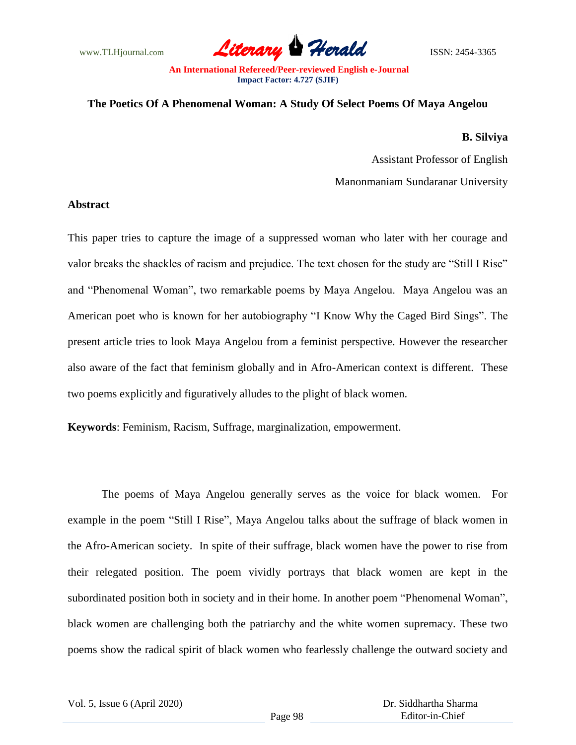# The Poetics Of A Phenomenal Woman: A Study Of Select Poems Of Maya Angelou

**B. Silviya**

Assistant Professor of English

Manonmaniam Sundaranar University

## Abstract

This paper tries to capture the image of a suppressed woman who later with her courage and valor breaks the shackles of racism and prejudice. The text chosen for the study are "Still I Rise" and "Phenomenal Woman", two remarkable poems by Maya Angelou. Maya Angelou was an American poet who is known for her autobiography "I Know Why the Caged Bird Sings". The present article tries to look Maya Angelou from a feminist perspective. However the researcher also aware of the fact that feminism globally and in Afro-American context is different. These two poems explicitly and figuratively alludes to the plight of black women.

**Keywords**: Feminism, Racism, Suffrage, marginalization, empowerment.

The poems of Maya Angelou generally serves as the voice for black women. For example in the poem "Still I Rise", Maya Angelou talks about the suffrage of black women in the Afro-American society. In spite of their suffrage, black women have the power to rise from their relegated position. The poem vividly portrays that black women are kept in the subordinated position both in society and in their home. In another poem "Phenomenal Woman", black women are challenging both the patriarchy and the white women supremacy. These two poems show the radical spirit of black women who fearlessly challenge the outward society and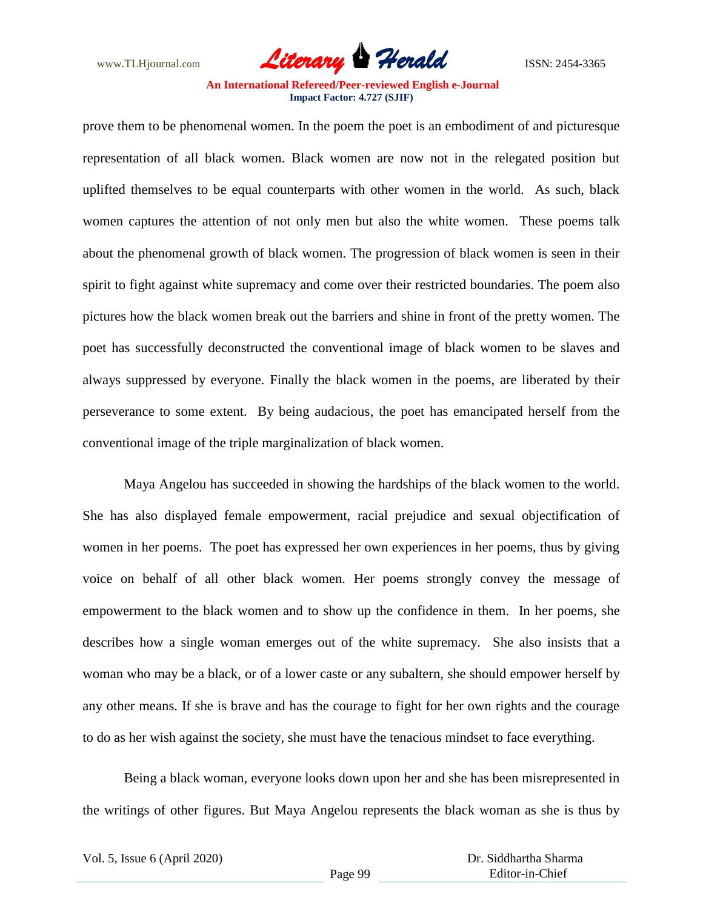prove them to be phenomenal women. In the poem the poet is an embodiment of and picturesque representation of all black women. Black women are now not in the relegated position but uplifted themselves to be equal counterparts with other women in the world. As such, black women captures the attention of not only men but also the white women. These poems talk about the phenomenal growth of black women. The progression of black women is seen in their spirit to fight against white supremacy and come over their restricted boundaries. The poem also pictures how the black women break out the barriers and shine in front of the pretty women. The poet has successfully deconstructed the conventional image of black women to be slaves and always suppressed by everyone. Finally the black women in the poems, are liberated by their perseverance to some extent. By being audacious, the poet has emancipated herself from the conventional image of the triple marginalization of black women.

Maya Angelou has succeeded in showing the hardships of the black women to the world. She has also displayed female empowerment, racial prejudice and sexual objectification of women in her poems. The poet has expressed her own experiences in her poems, thus by giving voice on behalf of all other black women. Her poems strongly convey the message of empowerment to the black women and to show up the confidence in them. In her poems, she describes how a single woman emerges out of the white supremacy. She also insists that a woman who may be a black, or of a lower caste or any subaltern, she should empower herself by any other means. If she is brave and has the courage to fight for her own rights and the courage to do as her wish against the society, she must have the tenacious mindset to face everything.

Being a black woman, everyone looks down upon her and she has been misrepresented in the writings of other figures. But Maya Angelou represents the black woman as she is thus by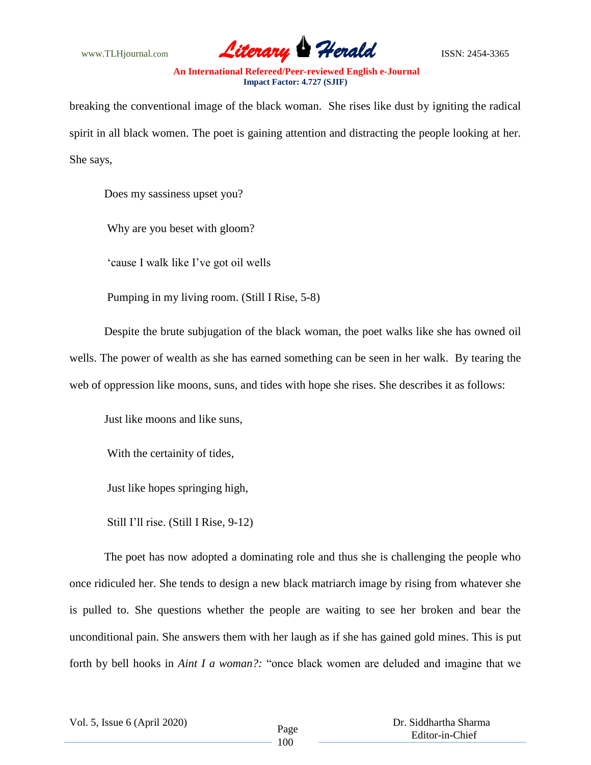breaking the conventional image of the black woman. She rises like dust by igniting the radical spirit in all black women. The poet is gaining attention and distracting the people looking at her. She says,

> Does my sassiness upset you?
>
> Why are you beset with gloom?
>
> 'cause I walk like I've got oil wells
>
> Pumping in my living room. (Still I Rise, 5-8)

Despite the brute subjugation of the black woman, the poet walks like she has owned oil wells. The power of wealth as she has earned something can be seen in her walk. By tearing the web of oppression like moons, suns, and tides with hope she rises. She describes it as follows:

> Just like moons and like suns,
>
> With the certainity of tides,
>
> Just like hopes springing high,
>
> Still I'll rise. (Still I Rise, 9-12)

The poet has now adopted a dominating role and thus she is challenging the people who once ridiculed her. She tends to design a new black matriarch image by rising from whatever she is pulled to. She questions whether the people are waiting to see her broken and bear the unconditional pain. She answers them with her laugh as if she has gained gold mines. This is put forth by bell hooks in *Aint I a woman?:* "once black women are deluded and imagine that we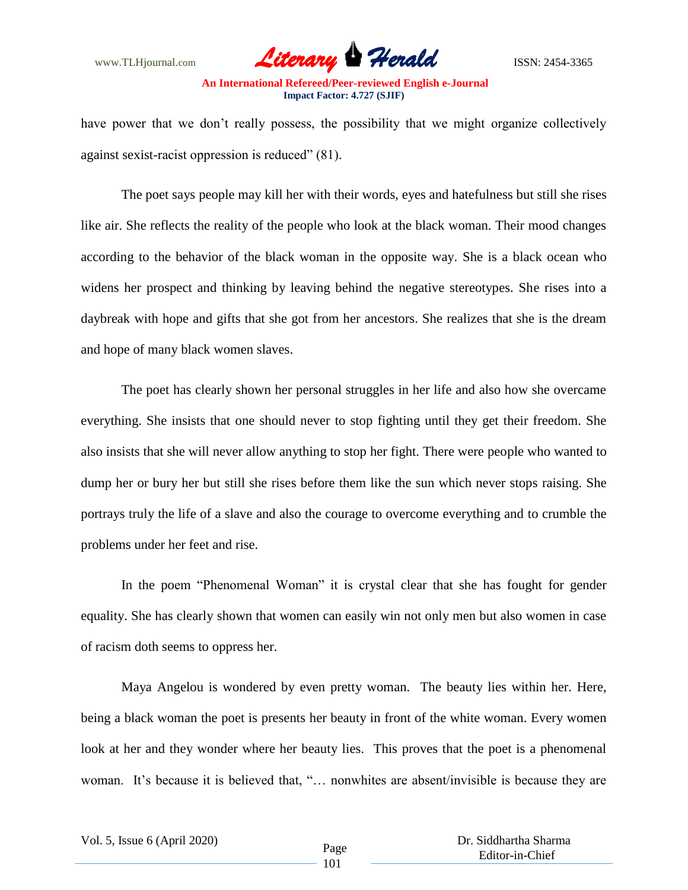have power that we don't really possess, the possibility that we might organize collectively against sexist-racist oppression is reduced" (81).

The poet says people may kill her with their words, eyes and hatefulness but still she rises like air. She reflects the reality of the people who look at the black woman. Their mood changes according to the behavior of the black woman in the opposite way. She is a black ocean who widens her prospect and thinking by leaving behind the negative stereotypes. She rises into a daybreak with hope and gifts that she got from her ancestors. She realizes that she is the dream and hope of many black women slaves.

The poet has clearly shown her personal struggles in her life and also how she overcame everything. She insists that one should never to stop fighting until they get their freedom. She also insists that she will never allow anything to stop her fight. There were people who wanted to dump her or bury her but still she rises before them like the sun which never stops raising. She portrays truly the life of a slave and also the courage to overcome everything and to crumble the problems under her feet and rise.

In the poem "Phenomenal Woman" it is crystal clear that she has fought for gender equality. She has clearly shown that women can easily win not only men but also women in case of racism doth seems to oppress her.

Maya Angelou is wondered by even pretty woman. The beauty lies within her. Here, being a black woman the poet is presents her beauty in front of the white woman. Every women look at her and they wonder where her beauty lies. This proves that the poet is a phenomenal woman. It's because it is believed that, "… nonwhites are absent/invisible is because they are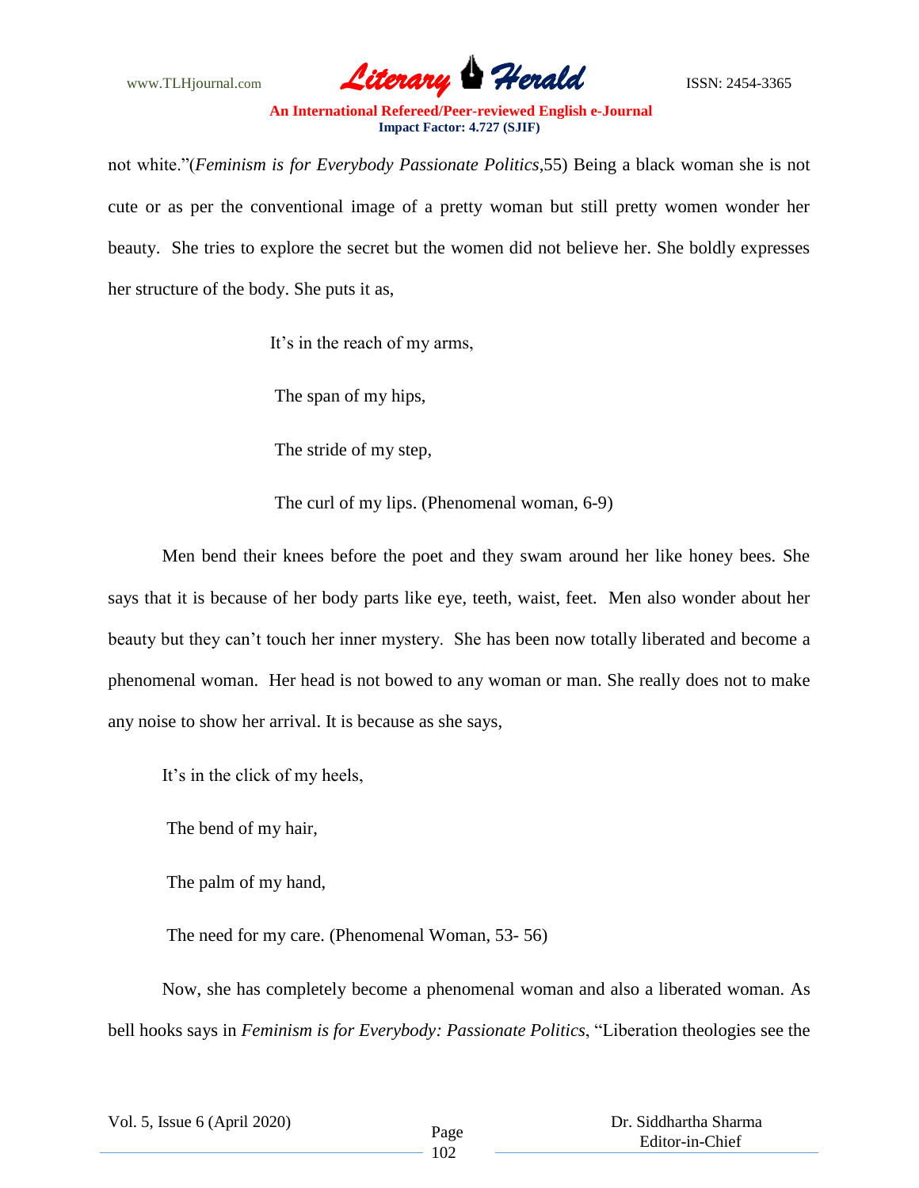not white."(*Feminism is for Everybody Passionate Politics*,55) Being a black woman she is not cute or as per the conventional image of a pretty woman but still pretty women wonder her beauty. She tries to explore the secret but the women did not believe her. She boldly expresses her structure of the body. She puts it as,

> It's in the reach of my arms,
>
> The span of my hips,
>
> The stride of my step,
>
> The curl of my lips. (Phenomenal woman, 6-9)

Men bend their knees before the poet and they swam around her like honey bees. She says that it is because of her body parts like eye, teeth, waist, feet. Men also wonder about her beauty but they can't touch her inner mystery. She has been now totally liberated and become a phenomenal woman. Her head is not bowed to any woman or man. She really does not to make any noise to show her arrival. It is because as she says,

> It's in the click of my heels,
>
> The bend of my hair,
>
> The palm of my hand,
>
> The need for my care. (Phenomenal Woman, 53- 56)

Now, she has completely become a phenomenal woman and also a liberated woman. As bell hooks says in *Feminism is for Everybody: Passionate Politics*, "Liberation theologies see the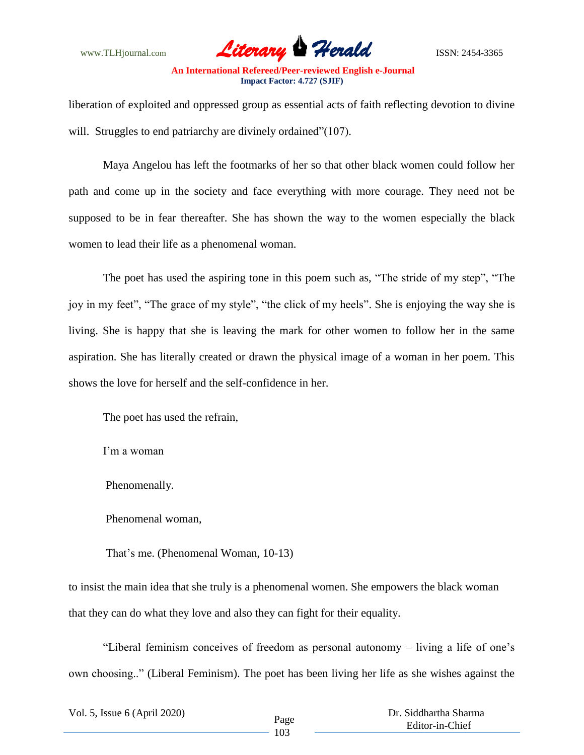liberation of exploited and oppressed group as essential acts of faith reflecting devotion to divine will. Struggles to end patriarchy are divinely ordained"(107).

Maya Angelou has left the footmarks of her so that other black women could follow her path and come up in the society and face everything with more courage. They need not be supposed to be in fear thereafter. She has shown the way to the women especially the black women to lead their life as a phenomenal woman.

The poet has used the aspiring tone in this poem such as, "The stride of my step", "The joy in my feet", "The grace of my style", "the click of my heels". She is enjoying the way she is living. She is happy that she is leaving the mark for other women to follow her in the same aspiration. She has literally created or drawn the physical image of a woman in her poem. This shows the love for herself and the self-confidence in her.

The poet has used the refrain,

I'm a woman

Phenomenally.

Phenomenal woman,

That's me. (Phenomenal Woman, 10-13)

to insist the main idea that she truly is a phenomenal women. She empowers the black woman that they can do what they love and also they can fight for their equality.

"Liberal feminism conceives of freedom as personal autonomy – living a life of one's own choosing.." (Liberal Feminism). The poet has been living her life as she wishes against the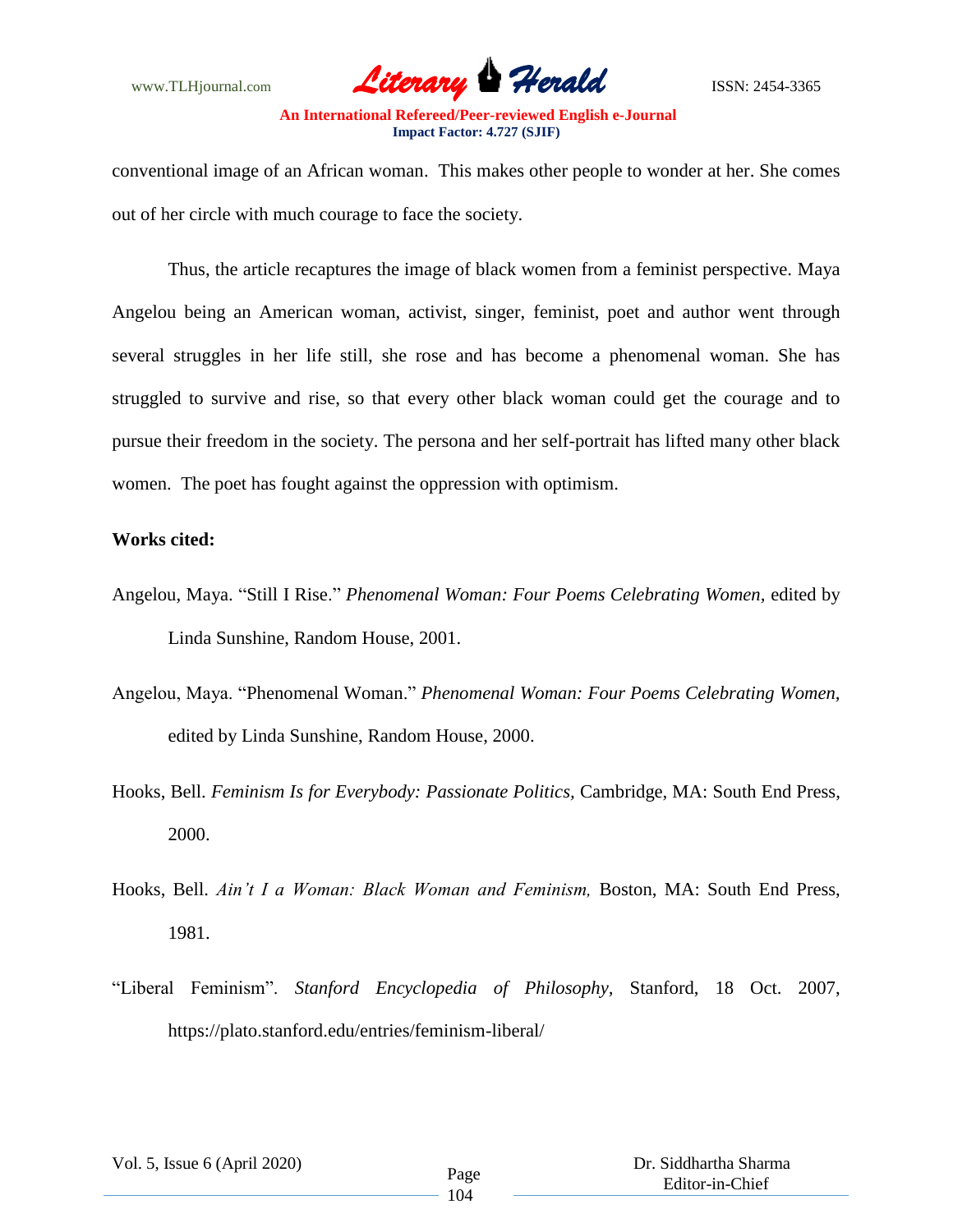conventional image of an African woman. This makes other people to wonder at her. She comes out of her circle with much courage to face the society.

Thus, the article recaptures the image of black women from a feminist perspective. Maya Angelou being an American woman, activist, singer, feminist, poet and author went through several struggles in her life still, she rose and has become a phenomenal woman. She has struggled to survive and rise, so that every other black woman could get the courage and to pursue their freedom in the society. The persona and her self-portrait has lifted many other black women. The poet has fought against the oppression with optimism.

**Works cited:**

Angelou, Maya. "Still I Rise." *Phenomenal Woman: Four Poems Celebrating Women,* edited by Linda Sunshine, Random House, 2001.

Angelou, Maya. "Phenomenal Woman." *Phenomenal Woman: Four Poems Celebrating Women,* edited by Linda Sunshine, Random House, 2000.

Hooks, Bell. *Feminism Is for Everybody: Passionate Politics,* Cambridge, MA: South End Press, 2000.

Hooks, Bell. *Ain't I a Woman: Black Woman and Feminism,* Boston, MA: South End Press, 1981.

"Liberal Feminism". *Stanford Encyclopedia of Philosophy*, Stanford, 18 Oct. 2007, https://plato.stanford.edu/entries/feminism-liberal/